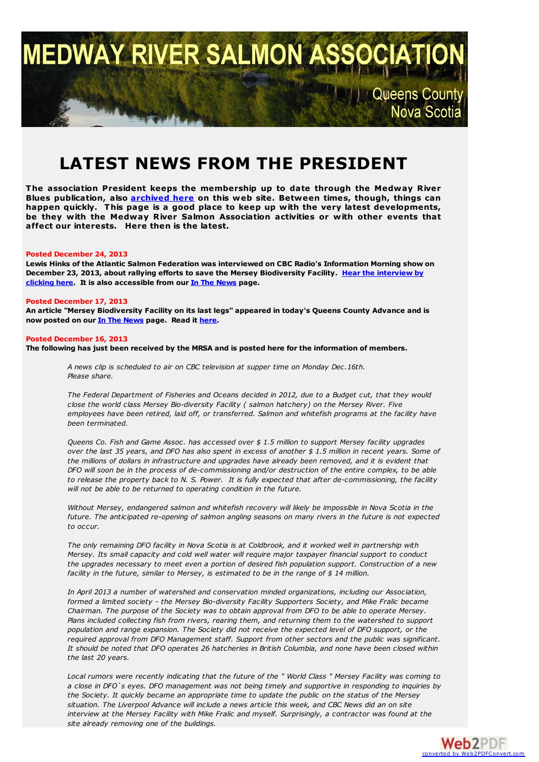# MEDWAY RIVER SALMON ASSOCIATION

Queens County
Nova Scotia

# LATEST NEWS FROM THE PRESIDENT

**The association President keeps the membership up to date through the Medway River Blues publication, also archived here on this web site. Between times, though, things can happen quickly. This page is a good place to keep up with the very latest developments, be they with the Medway River Salmon Association activities or with other events that affect our interests. Here then is the latest.**

**Posted December 24, 2013**

**Lewis Hinks of the Atlantic Salmon Federation was interviewed on CBC Radio's Information Morning show on December 23, 2013, about rallying efforts to save the Mersey Biodiversity Facility. Hear the interview by clicking here. It is also accessible from our In The News page.**

**Posted December 17, 2013**

**An article "Mersey Biodiversity Facility on its last legs" appeared in today's Queens County Advance and is now posted on our In The News page. Read it here.**

**Posted December 16, 2013**

**The following has just been received by the MRSA and is posted here for the information of members.**

> *A news clip is scheduled to air on CBC television at supper time on Monday Dec.16th. Please share.*
>
> *The Federal Department of Fisheries and Oceans decided in 2012, due to a Budget cut, that they would close the world class Mersey Bio-diversity Facility ( salmon hatchery) on the Mersey River. Five employees have been retired, laid off, or transferred. Salmon and whitefish programs at the facility have been terminated.*
>
> *Queens Co. Fish and Game Assoc. has accessed over $ 1.5 million to support Mersey facility upgrades over the last 35 years, and DFO has also spent in excess of another $ 1.5 million in recent years. Some of the millions of dollars in infrastructure and upgrades have already been removed, and it is evident that DFO will soon be in the process of de-commissioning and/or destruction of the entire complex, to be able to release the property back to N. S. Power. It is fully expected that after de-commissioning, the facility will not be able to be returned to operating condition in the future.*
>
> *Without Mersey, endangered salmon and whitefish recovery will likely be impossible in Nova Scotia in the future. The anticipated re-opening of salmon angling seasons on many rivers in the future is not expected to occur.*
>
> *The only remaining DFO facility in Nova Scotia is at Coldbrook, and it worked well in partnership with Mersey. Its small capacity and cold well water will require major taxpayer financial support to conduct the upgrades necessary to meet even a portion of desired fish population support. Construction of a new facility in the future, similar to Mersey, is estimated to be in the range of $ 14 million.*
>
> *In April 2013 a number of watershed and conservation minded organizations, including our Association, formed a limited society - the Mersey Bio-diversity Facility Supporters Society, and Mike Fralic became Chairman. The purpose of the Society was to obtain approval from DFO to be able to operate Mersey. Plans included collecting fish from rivers, rearing them, and returning them to the watershed to support population and range expansion. The Society did not receive the expected level of DFO support, or the required approval from DFO Management staff. Support from other sectors and the public was significant. It should be noted that DFO operates 26 hatcheries in British Columbia, and none have been closed within the last 20 years.*
>
> *Local rumors were recently indicating that the future of the " World Class " Mersey Facility was coming to a close in DFO`s eyes. DFO management was not being timely and supportive in responding to inquiries by the Society. It quickly became an appropriate time to update the public on the status of the Mersey situation. The Liverpool Advance will include a news article this week, and CBC News did an on site interview at the Mersey Facility with Mike Fralic and myself. Surprisingly, a contractor was found at the site already removing one of the buildings.*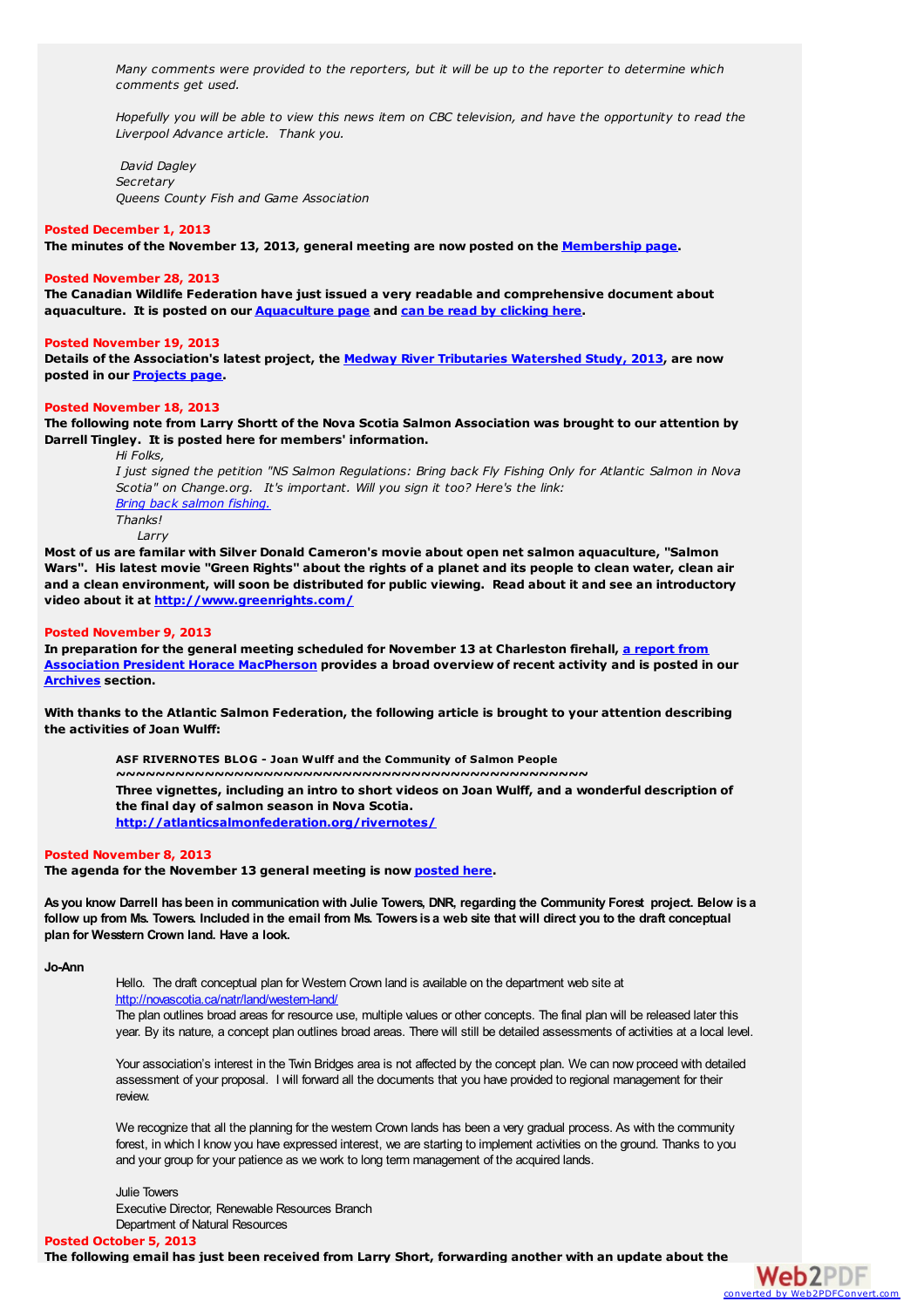*Many comments were provided to the reporters, but it will be up to the reporter to determine which comments get used.*

*Hopefully you will be able to view this news item on CBC television, and have the opportunity to read the Liverpool Advance article. Thank you.*

*David Dagley*
*Secretary*
*Queens County Fish and Game Association*

**Posted December 1, 2013**
**The minutes of the November 13, 2013, general meeting are now posted on the Membership page.**

**Posted November 28, 2013**
**The Canadian Wildlife Federation have just issued a very readable and comprehensive document about aquaculture. It is posted on our Aquaculture page and can be read by clicking here.**

**Posted November 19, 2013**
**Details of the Association's latest project, the Medway River Tributaries Watershed Study, 2013, are now posted in our Projects page.**

**Posted November 18, 2013**
**The following note from Larry Shortt of the Nova Scotia Salmon Association was brought to our attention by Darrell Tingley. It is posted here for members' information.**

*Hi Folks,*
*I just signed the petition "NS Salmon Regulations: Bring back Fly Fishing Only for Atlantic Salmon in Nova Scotia" on Change.org. It's important. Will you sign it too? Here's the link:*
*Bring back salmon fishing.*
*Thanks!*
*Larry*

**Most of us are familar with Silver Donald Cameron's movie about open net salmon aquaculture, "Salmon Wars". His latest movie "Green Rights" about the rights of a planet and its people to clean water, clean air and a clean environment, will soon be distributed for public viewing. Read about it and see an introductory video about it at http://www.greenrights.com/**

**Posted November 9, 2013**
**In preparation for the general meeting scheduled for November 13 at Charleston firehall, a report from Association President Horace MacPherson provides a broad overview of recent activity and is posted in our Archives section.**

**With thanks to the Atlantic Salmon Federation, the following article is brought to your attention describing the activities of Joan Wulff:**

**ASF RIVERNOTES BLOG - Joan Wulff and the Community of Salmon People**
**~~~~~~~~~~~~~~~~~~~~~~~~~~~~~~~~~~~~~~~~~~~~~~~~~~~~~**
**Three vignettes, including an intro to short videos on Joan Wulff, and a wonderful description of the final day of salmon season in Nova Scotia.**
**http://atlanticsalmonfederation.org/rivernotes/**

**Posted November 8, 2013**
**The agenda for the November 13 general meeting is now posted here.**

**As you know Darrell has been in communication with Julie Towers, DNR, regarding the Community Forest project. Below is a follow up from Ms. Towers. Included in the email from Ms. Towers is a web site that will direct you to the draft conceptual plan for Wesstern Crown land. Have a look.**

**Jo-Ann**

Hello. The draft conceptual plan for Western Crown land is available on the department web site at http://novascotia.ca/natr/land/western-land/
The plan outlines broad areas for resource use, multiple values or other concepts. The final plan will be released later this year. By its nature, a concept plan outlines broad areas. There will still be detailed assessments of activities at a local level.

Your association's interest in the Twin Bridges area is not affected by the concept plan. We can now proceed with detailed assessment of your proposal. I will forward all the documents that you have provided to regional management for their review.

We recognize that all the planning for the western Crown lands has been a very gradual process. As with the community forest, in which I know you have expressed interest, we are starting to implement activities on the ground. Thanks to you and your group for your patience as we work to long term management of the acquired lands.

Julie Towers
Executive Director, Renewable Resources Branch
Department of Natural Resources

**Posted October 5, 2013**
**The following email has just been received from Larry Short, forwarding another with an update about the**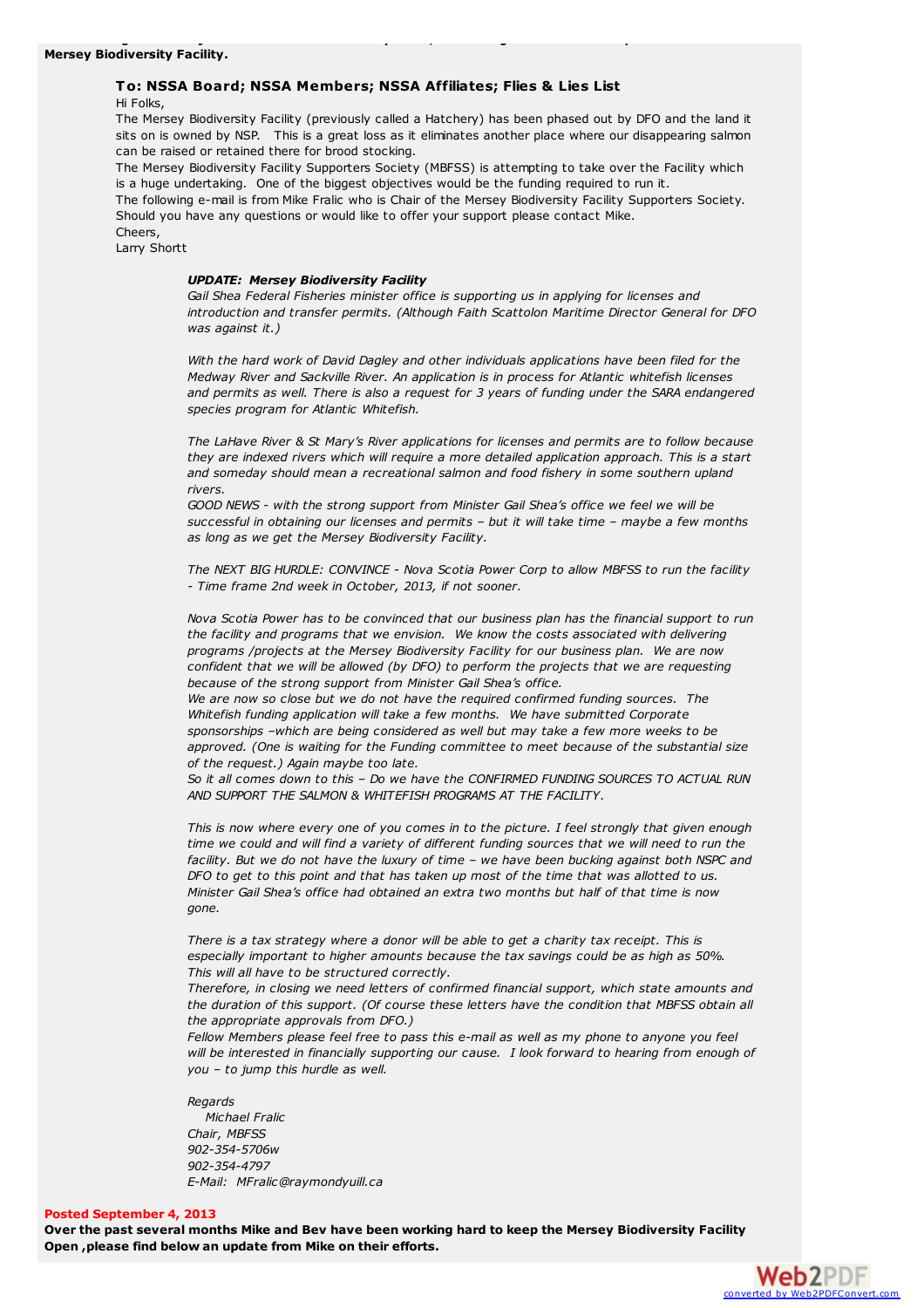**Mersey Biodiversity Facility.**

### To: NSSA Board; NSSA Members; NSSA Affiliates; Flies & Lies List

Hi Folks,

The Mersey Biodiversity Facility (previously called a Hatchery) has been phased out by DFO and the land it sits on is owned by NSP. This is a great loss as it eliminates another place where our disappearing salmon can be raised or retained there for brood stocking.

The Mersey Biodiversity Facility Supporters Society (MBFSS) is attempting to take over the Facility which is a huge undertaking. One of the biggest objectives would be the funding required to run it.

The following e-mail is from Mike Fralic who is Chair of the Mersey Biodiversity Facility Supporters Society. Should you have any questions or would like to offer your support please contact Mike.

Cheers,

Larry Shortt

***UPDATE: Mersey Biodiversity Facility***

*Gail Shea Federal Fisheries minister office is supporting us in applying for licenses and introduction and transfer permits. (Although Faith Scattolon Maritime Director General for DFO was against it.)*

*With the hard work of David Dagley and other individuals applications have been filed for the Medway River and Sackville River. An application is in process for Atlantic whitefish licenses and permits as well. There is also a request for 3 years of funding under the SARA endangered species program for Atlantic Whitefish.*

*The LaHave River & St Mary's River applications for licenses and permits are to follow because they are indexed rivers which will require a more detailed application approach. This is a start and someday should mean a recreational salmon and food fishery in some southern upland rivers.*

*GOOD NEWS - with the strong support from Minister Gail Shea's office we feel we will be successful in obtaining our licenses and permits – but it will take time – maybe a few months as long as we get the Mersey Biodiversity Facility.*

*The NEXT BIG HURDLE: CONVINCE - Nova Scotia Power Corp to allow MBFSS to run the facility - Time frame 2nd week in October, 2013, if not sooner.*

*Nova Scotia Power has to be convinced that our business plan has the financial support to run the facility and programs that we envision. We know the costs associated with delivering programs /projects at the Mersey Biodiversity Facility for our business plan. We are now confident that we will be allowed (by DFO) to perform the projects that we are requesting because of the strong support from Minister Gail Shea's office.*

*We are now so close but we do not have the required confirmed funding sources. The Whitefish funding application will take a few months. We have submitted Corporate sponsorships –which are being considered as well but may take a few more weeks to be approved. (One is waiting for the Funding committee to meet because of the substantial size of the request.) Again maybe too late.*

*So it all comes down to this – Do we have the CONFIRMED FUNDING SOURCES TO ACTUAL RUN AND SUPPORT THE SALMON & WHITEFISH PROGRAMS AT THE FACILITY.*

*This is now where every one of you comes in to the picture. I feel strongly that given enough time we could and will find a variety of different funding sources that we will need to run the facility. But we do not have the luxury of time – we have been bucking against both NSPC and DFO to get to this point and that has taken up most of the time that was allotted to us. Minister Gail Shea's office had obtained an extra two months but half of that time is now gone.*

*There is a tax strategy where a donor will be able to get a charity tax receipt. This is especially important to higher amounts because the tax savings could be as high as 50%. This will all have to be structured correctly.*

*Therefore, in closing we need letters of confirmed financial support, which state amounts and the duration of this support. (Of course these letters have the condition that MBFSS obtain all the appropriate approvals from DFO.)*

*Fellow Members please feel free to pass this e-mail as well as my phone to anyone you feel will be interested in financially supporting our cause. I look forward to hearing from enough of you – to jump this hurdle as well.*

*Regards*

*Michael Fralic*
*Chair, MBFSS*
*902-354-5706w*
*902-354-4797*
*E-Mail: MFralic@raymondyuill.ca*

**Posted September 4, 2013**

**Over the past several months Mike and Bev have been working hard to keep the Mersey Biodiversity Facility Open ,please find below an update from Mike on their efforts.**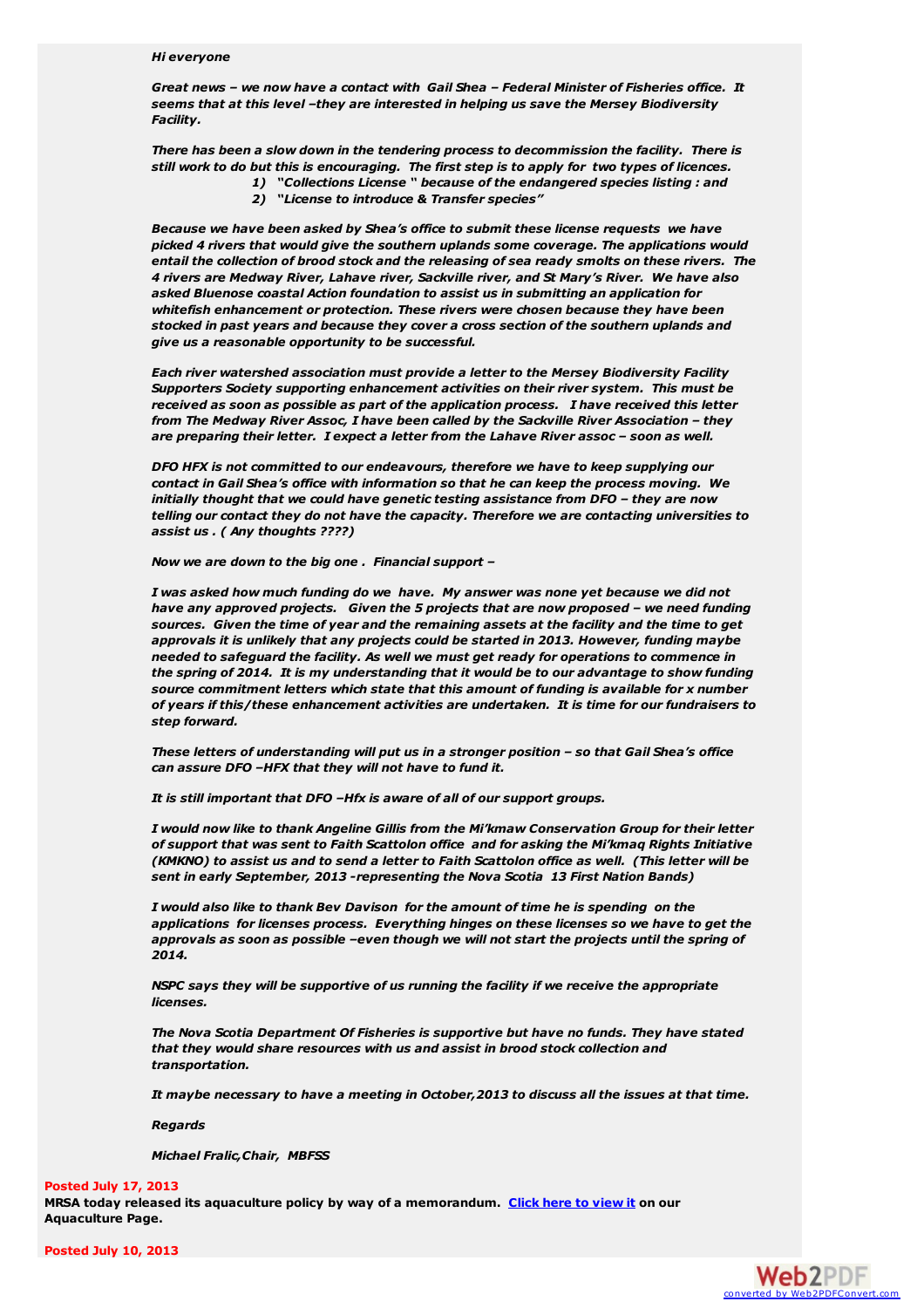***Hi everyone***

***Great news – we now have a contact with Gail Shea – Federal Minister of Fisheries office. It seems that at this level –they are interested in helping us save the Mersey Biodiversity Facility.***

***There has been a slow down in the tendering process to decommission the facility. There is still work to do but this is encouraging. The first step is to apply for two types of licences.***

1) ***"Collections License " because of the endangered species listing : and***
2) ***"License to introduce & Transfer species"***

***Because we have been asked by Shea's office to submit these license requests we have picked 4 rivers that would give the southern uplands some coverage. The applications would entail the collection of brood stock and the releasing of sea ready smolts on these rivers. The 4 rivers are Medway River, Lahave river, Sackville river, and St Mary's River. We have also asked Bluenose coastal Action foundation to assist us in submitting an application for whitefish enhancement or protection. These rivers were chosen because they have been stocked in past years and because they cover a cross section of the southern uplands and give us a reasonable opportunity to be successful.***

***Each river watershed association must provide a letter to the Mersey Biodiversity Facility Supporters Society supporting enhancement activities on their river system. This must be received as soon as possible as part of the application process. I have received this letter from The Medway River Assoc, I have been called by the Sackville River Association – they are preparing their letter. I expect a letter from the Lahave River assoc – soon as well.***

***DFO HFX is not committed to our endeavours, therefore we have to keep supplying our contact in Gail Shea's office with information so that he can keep the process moving. We initially thought that we could have genetic testing assistance from DFO – they are now telling our contact they do not have the capacity. Therefore we are contacting universities to assist us . ( Any thoughts ????)***

***Now we are down to the big one . Financial support –***

***I was asked how much funding do we have. My answer was none yet because we did not have any approved projects. Given the 5 projects that are now proposed – we need funding sources. Given the time of year and the remaining assets at the facility and the time to get approvals it is unlikely that any projects could be started in 2013. However, funding maybe needed to safeguard the facility. As well we must get ready for operations to commence in the spring of 2014. It is my understanding that it would be to our advantage to show funding source commitment letters which state that this amount of funding is available for x number of years if this/these enhancement activities are undertaken. It is time for our fundraisers to step forward.***

***These letters of understanding will put us in a stronger position – so that Gail Shea's office can assure DFO –HFX that they will not have to fund it.***

***It is still important that DFO –Hfx is aware of all of our support groups.***

***I would now like to thank Angeline Gillis from the Mi'kmaw Conservation Group for their letter of support that was sent to Faith Scattolon office and for asking the Mi'kmaq Rights Initiative (KMKNO) to assist us and to send a letter to Faith Scattolon office as well. (This letter will be sent in early September, 2013 -representing the Nova Scotia 13 First Nation Bands)***

***I would also like to thank Bev Davison for the amount of time he is spending on the applications for licenses process. Everything hinges on these licenses so we have to get the approvals as soon as possible –even though we will not start the projects until the spring of 2014.***

***NSPC says they will be supportive of us running the facility if we receive the appropriate licenses.***

***The Nova Scotia Department Of Fisheries is supportive but have no funds. They have stated that they would share resources with us and assist in brood stock collection and transportation.***

***It maybe necessary to have a meeting in October,2013 to discuss all the issues at that time.***

***Regards***

***Michael Fralic,Chair, MBFSS***

**Posted July 17, 2013**

**MRSA today released its aquaculture policy by way of a memorandum. [Click here to view it] on our Aquaculture Page.**

**Posted July 10, 2013**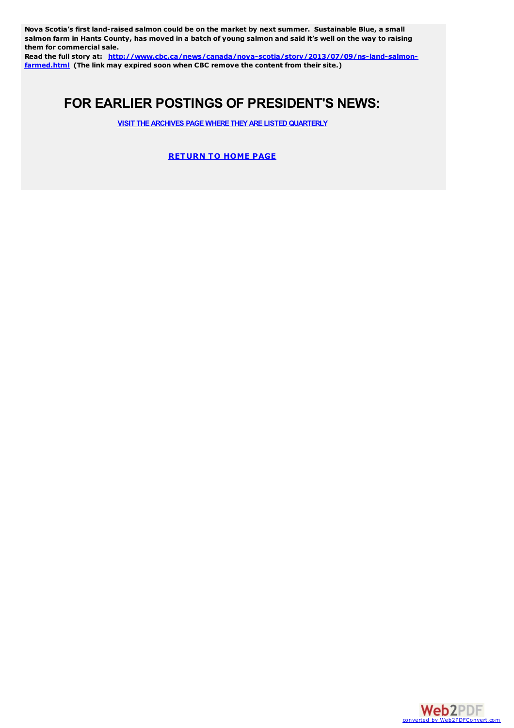**Nova Scotia's first land-raised salmon could be on the market by next summer. Sustainable Blue, a small salmon farm in Hants County, has moved in a batch of young salmon and said it's well on the way to raising them for commercial sale.**
**Read the full story at: [http://www.cbc.ca/news/canada/nova-scotia/story/2013/07/09/ns-land-salmon-farmed.html](http://www.cbc.ca/news/canada/nova-scotia/story/2013/07/09/ns-land-salmon-farmed.html) (The link may expired soon when CBC remove the content from their site.)**

# FOR EARLIER POSTINGS OF PRESIDENT'S NEWS:

VISIT THE ARCHIVES PAGE WHERE THEY ARE LISTED QUARTERLY

**RETURN TO HOME PAGE**